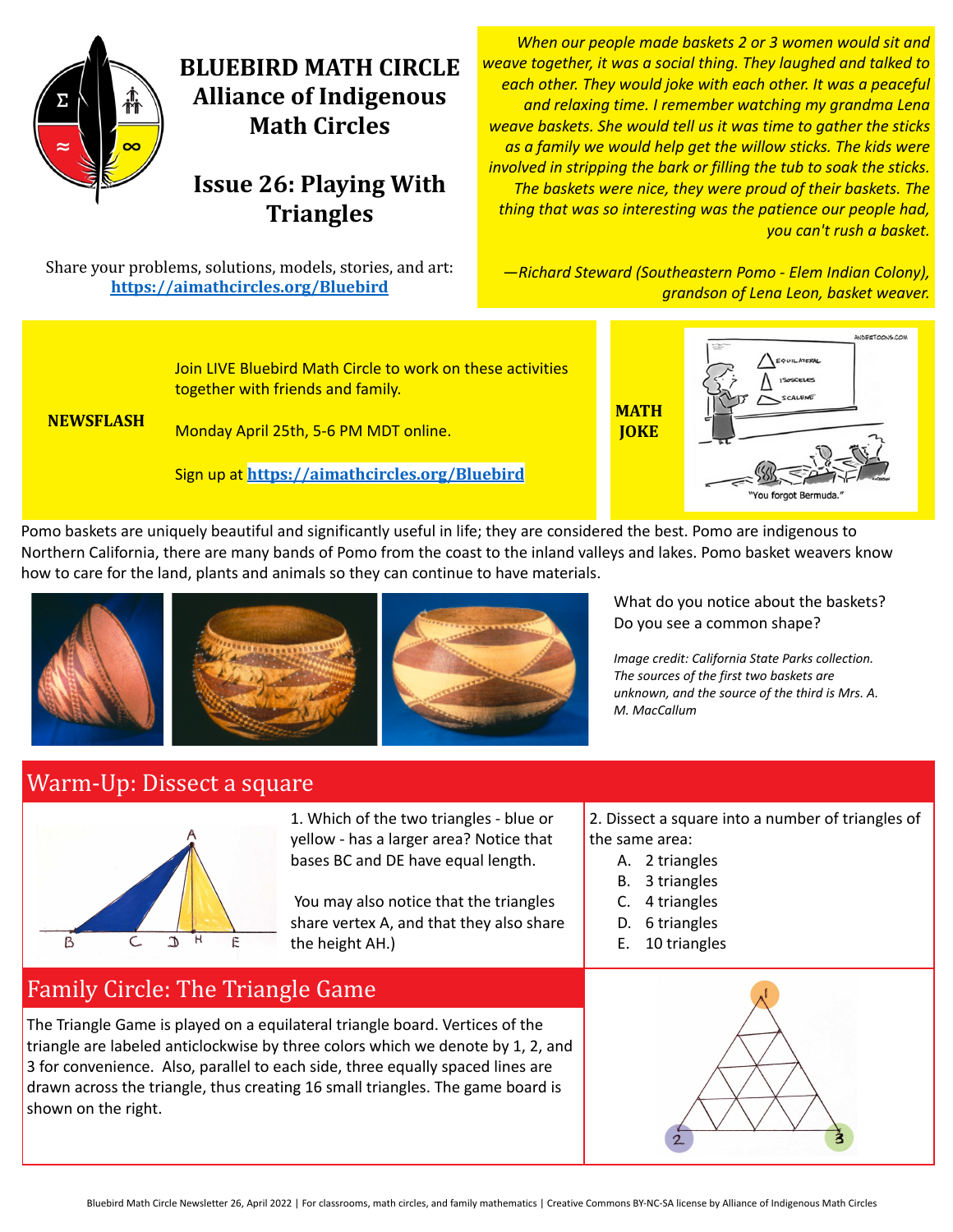# BLUEBIRD MATH CIRCLE
## Alliance of Indigenous Math Circles

## Issue 26: Playing With Triangles

Share your problems, solutions, models, stories, and art: **https://aimathcircles.org/Bluebird**

*When our people made baskets 2 or 3 women would sit and weave together, it was a social thing. They laughed and talked to each other. They would joke with each other. It was a peaceful and relaxing time. I remember watching my grandma Lena weave baskets. She would tell us it was time to gather the sticks as a family we would help get the willow sticks. The kids were involved in stripping the bark or filling the tub to soak the sticks. The baskets were nice, they were proud of their baskets. The thing that was so interesting was the patience our people had, you can't rush a basket.*

*—Richard Steward (Southeastern Pomo - Elem Indian Colony), grandson of Lena Leon, basket weaver.*

**NEWSFLASH**

Join LIVE Bluebird Math Circle to work on these activities together with friends and family.

Monday April 25th, 5-6 PM MDT online.

Sign up at **https://aimathcircles.org/Bluebird**

**MATH JOKE**

"You forgot Bermuda."

Pomo baskets are uniquely beautiful and significantly useful in life; they are considered the best. Pomo are indigenous to Northern California, there are many bands of Pomo from the coast to the inland valleys and lakes. Pomo basket weavers know how to care for the land, plants and animals so they can continue to have materials.

What do you notice about the baskets? Do you see a common shape?

*Image credit: California State Parks collection. The sources of the first two baskets are unknown, and the source of the third is Mrs. A. M. MacCallum*

## Warm-Up: Dissect a square

1. Which of the two triangles - blue or yellow - has a larger area? Notice that bases BC and DE have equal length.

You may also notice that the triangles share vertex A, and that they also share the height AH.)

2. Dissect a square into a number of triangles of the same area:

A. 2 triangles
B. 3 triangles
C. 4 triangles
D. 6 triangles
E. 10 triangles

## Family Circle: The Triangle Game

The Triangle Game is played on a equilateral triangle board. Vertices of the triangle are labeled anticlockwise by three colors which we denote by 1, 2, and 3 for convenience. Also, parallel to each side, three equally spaced lines are drawn across the triangle, thus creating 16 small triangles. The game board is shown on the right.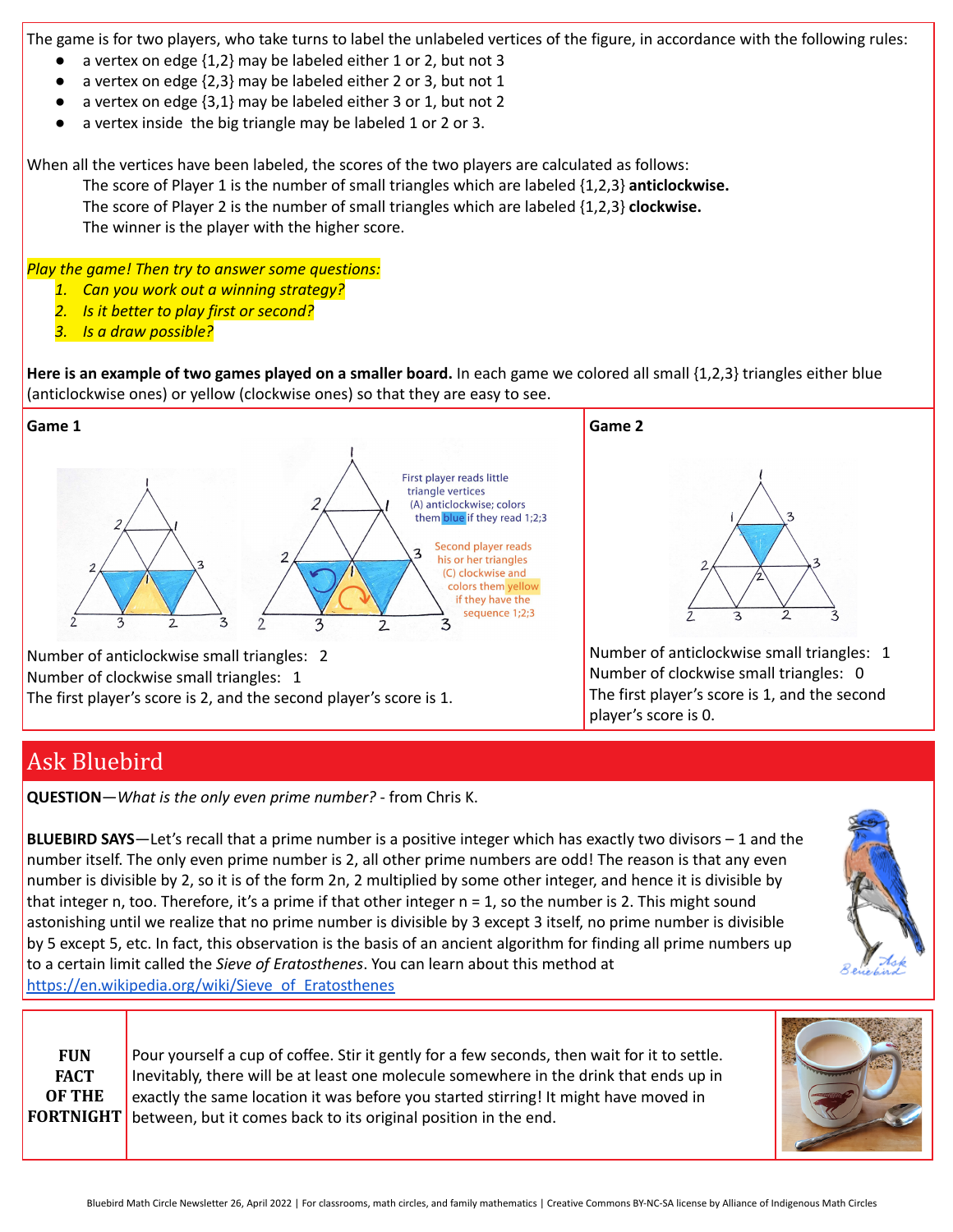The game is for two players, who take turns to label the unlabeled vertices of the figure, in accordance with the following rules:

- a vertex on edge {1,2} may be labeled either 1 or 2, but not 3
- a vertex on edge {2,3} may be labeled either 2 or 3, but not 1
- a vertex on edge {3,1} may be labeled either 3 or 1, but not 2
- a vertex inside the big triangle may be labeled 1 or 2 or 3.

When all the vertices have been labeled, the scores of the two players are calculated as follows:

The score of Player 1 is the number of small triangles which are labeled {1,2,3} **anticlockwise.**
The score of Player 2 is the number of small triangles which are labeled {1,2,3} **clockwise.**
The winner is the player with the higher score.

*Play the game! Then try to answer some questions:*

1. *Can you work out a winning strategy?*
2. *Is it better to play first or second?*
3. *Is a draw possible?*

**Here is an example of two games played on a smaller board.** In each game we colored all small {1,2,3} triangles either blue (anticlockwise ones) or yellow (clockwise ones) so that they are easy to see.

**Game 1**

First player reads little triangle vertices (A) anticlockwise; colors them blue if they read 1;2;3

Second player reads his or her triangles (C) clockwise and colors them yellow if they have the sequence 1;2;3

Number of anticlockwise small triangles: 2
Number of clockwise small triangles: 1
The first player's score is 2, and the second player's score is 1.

**Game 2**

Number of anticlockwise small triangles: 1
Number of clockwise small triangles: 0
The first player's score is 1, and the second player's score is 0.

## Ask Bluebird

**QUESTION**—*What is the only even prime number?* - from Chris K.

**BLUEBIRD SAYS**—Let's recall that a prime number is a positive integer which has exactly two divisors – 1 and the number itself. The only even prime number is 2, all other prime numbers are odd! The reason is that any even number is divisible by 2, so it is of the form 2n, 2 multiplied by some other integer, and hence it is divisible by that integer n, too. Therefore, it's a prime if that other integer n = 1, so the number is 2. This might sound astonishing until we realize that no prime number is divisible by 3 except 3 itself, no prime number is divisible by 5 except 5, etc. In fact, this observation is the basis of an ancient algorithm for finding all prime numbers up to a certain limit called the *Sieve of Eratosthenes*. You can learn about this method at https://en.wikipedia.org/wiki/Sieve_of_Eratosthenes

**FUN FACT OF THE FORTNIGHT**

Pour yourself a cup of coffee. Stir it gently for a few seconds, then wait for it to settle. Inevitably, there will be at least one molecule somewhere in the drink that ends up in exactly the same location it was before you started stirring! It might have moved in between, but it comes back to its original position in the end.